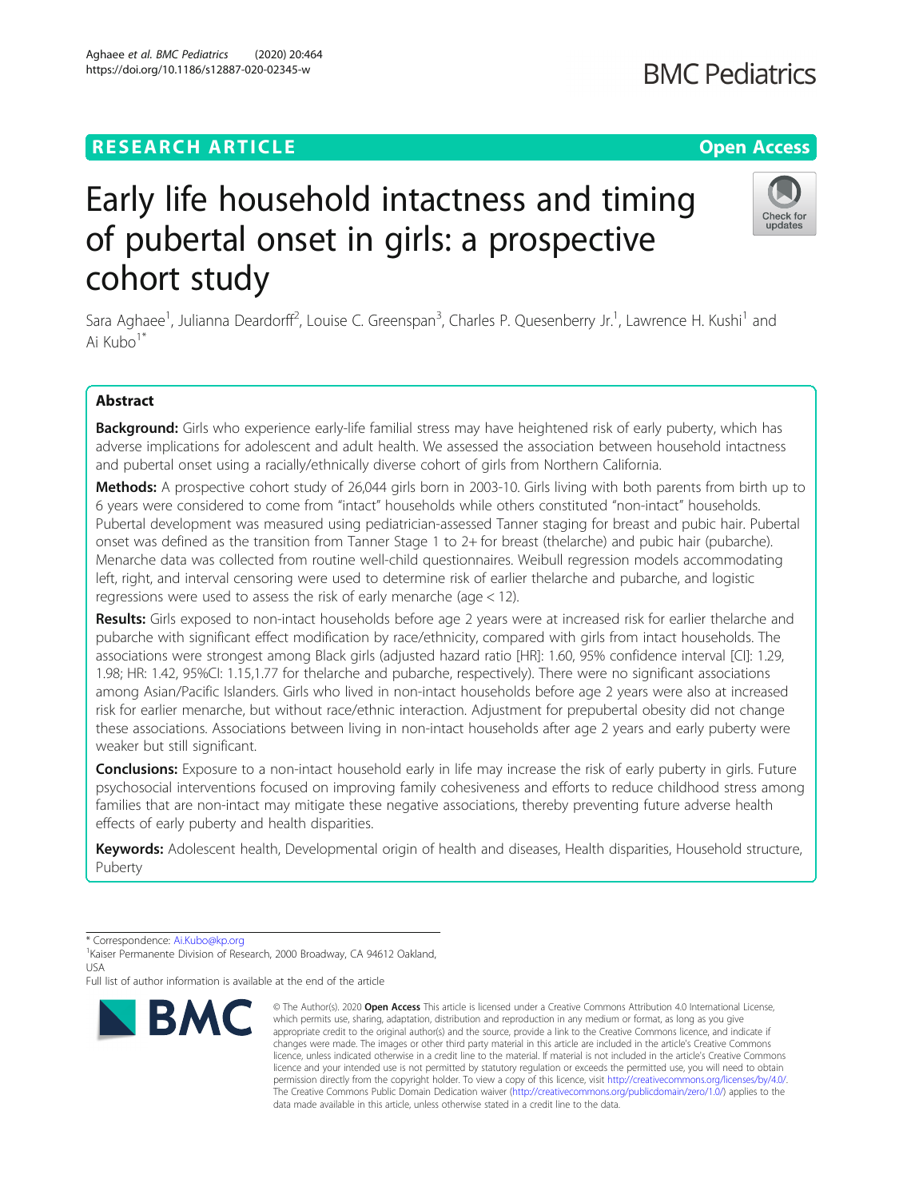RESEARCH ARTICLE

Open Access

# Early life household intactness and timing of pubertal onset in girls: a prospective cohort study

Sara Aghaee[1], Julianna Deardorff[2], Louise C. Greenspan[3], Charles P. Quesenberry Jr.[1], Lawrence H. Kushi[1] and Ai Kubo[1*]

## Abstract

**Background:** Girls who experience early-life familial stress may have heightened risk of early puberty, which has adverse implications for adolescent and adult health. We assessed the association between household intactness and pubertal onset using a racially/ethnically diverse cohort of girls from Northern California.

**Methods:** A prospective cohort study of 26,044 girls born in 2003-10. Girls living with both parents from birth up to 6 years were considered to come from "intact" households while others constituted "non-intact" households. Pubertal development was measured using pediatrician-assessed Tanner staging for breast and pubic hair. Pubertal onset was defined as the transition from Tanner Stage 1 to 2+ for breast (thelarche) and pubic hair (pubarche). Menarche data was collected from routine well-child questionnaires. Weibull regression models accommodating left, right, and interval censoring were used to determine risk of earlier thelarche and pubarche, and logistic regressions were used to assess the risk of early menarche (age < 12).

**Results:** Girls exposed to non-intact households before age 2 years were at increased risk for earlier thelarche and pubarche with significant effect modification by race/ethnicity, compared with girls from intact households. The associations were strongest among Black girls (adjusted hazard ratio [HR]: 1.60, 95% confidence interval [CI]: 1.29, 1.98; HR: 1.42, 95%CI: 1.15,1.77 for thelarche and pubarche, respectively). There were no significant associations among Asian/Pacific Islanders. Girls who lived in non-intact households before age 2 years were also at increased risk for earlier menarche, but without race/ethnic interaction. Adjustment for prepubertal obesity did not change these associations. Associations between living in non-intact households after age 2 years and early puberty were weaker but still significant.

**Conclusions:** Exposure to a non-intact household early in life may increase the risk of early puberty in girls. Future psychosocial interventions focused on improving family cohesiveness and efforts to reduce childhood stress among families that are non-intact may mitigate these negative associations, thereby preventing future adverse health effects of early puberty and health disparities.

**Keywords:** Adolescent health, Developmental origin of health and diseases, Health disparities, Household structure, Puberty

\* Correspondence: Ai.Kubo@kp.org
[1]Kaiser Permanente Division of Research, 2000 Broadway, CA 94612 Oakland, USA
Full list of author information is available at the end of the article

© The Author(s). 2020 **Open Access** This article is licensed under a Creative Commons Attribution 4.0 International License, which permits use, sharing, adaptation, distribution and reproduction in any medium or format, as long as you give appropriate credit to the original author(s) and the source, provide a link to the Creative Commons licence, and indicate if changes were made. The images or other third party material in this article are included in the article's Creative Commons licence, unless indicated otherwise in a credit line to the material. If material is not included in the article's Creative Commons licence and your intended use is not permitted by statutory regulation or exceeds the permitted use, you will need to obtain permission directly from the copyright holder. To view a copy of this licence, visit http://creativecommons.org/licenses/by/4.0/. The Creative Commons Public Domain Dedication waiver (http://creativecommons.org/publicdomain/zero/1.0/) applies to the data made available in this article, unless otherwise stated in a credit line to the data.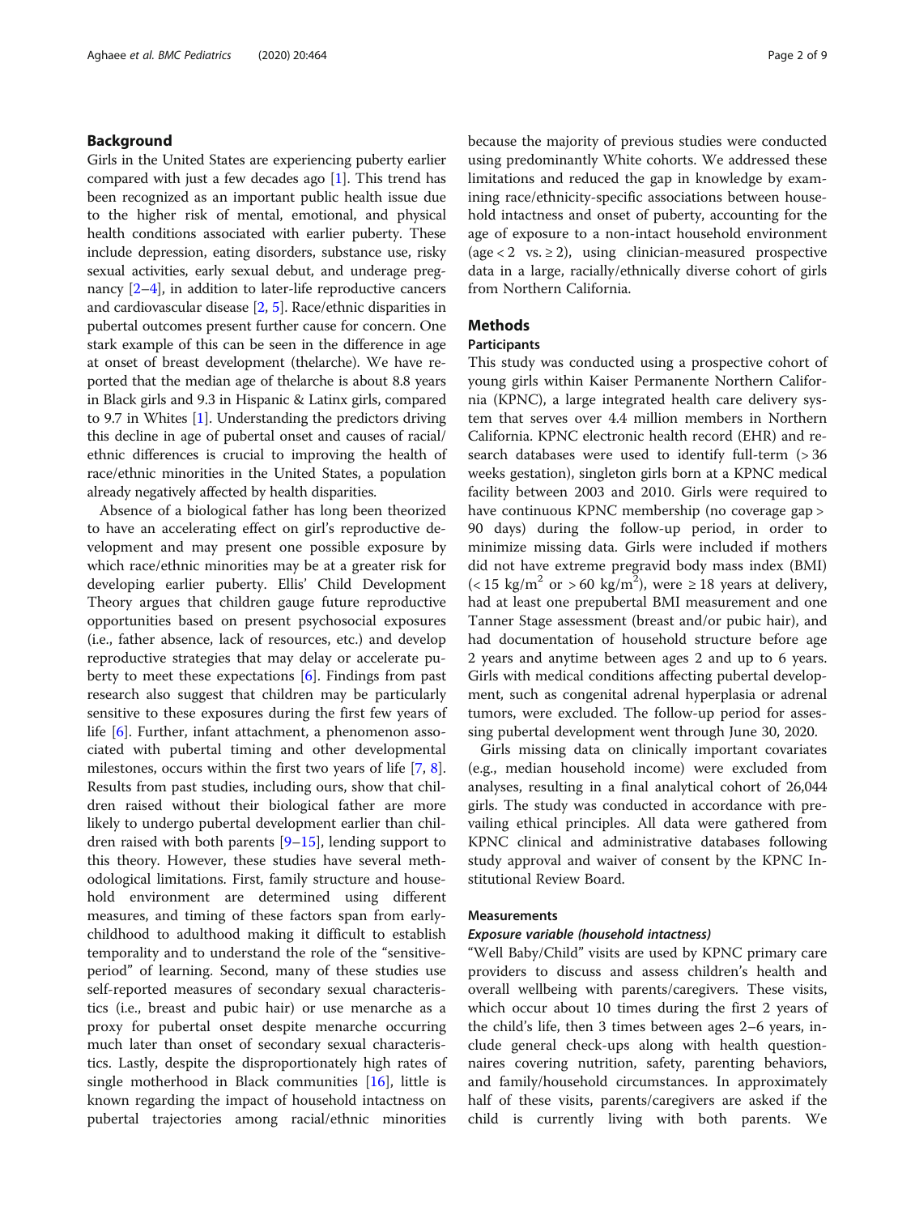## Background

Girls in the United States are experiencing puberty earlier compared with just a few decades ago [1]. This trend has been recognized as an important public health issue due to the higher risk of mental, emotional, and physical health conditions associated with earlier puberty. These include depression, eating disorders, substance use, risky sexual activities, early sexual debut, and underage pregnancy [2–4], in addition to later-life reproductive cancers and cardiovascular disease [2, 5]. Race/ethnic disparities in pubertal outcomes present further cause for concern. One stark example of this can be seen in the difference in age at onset of breast development (thelarche). We have reported that the median age of thelarche is about 8.8 years in Black girls and 9.3 in Hispanic & Latinx girls, compared to 9.7 in Whites [1]. Understanding the predictors driving this decline in age of pubertal onset and causes of racial/ethnic differences is crucial to improving the health of race/ethnic minorities in the United States, a population already negatively affected by health disparities.

Absence of a biological father has long been theorized to have an accelerating effect on girl's reproductive development and may present one possible exposure by which race/ethnic minorities may be at a greater risk for developing earlier puberty. Ellis' Child Development Theory argues that children gauge future reproductive opportunities based on present psychosocial exposures (i.e., father absence, lack of resources, etc.) and develop reproductive strategies that may delay or accelerate puberty to meet these expectations [6]. Findings from past research also suggest that children may be particularly sensitive to these exposures during the first few years of life [6]. Further, infant attachment, a phenomenon associated with pubertal timing and other developmental milestones, occurs within the first two years of life [7, 8]. Results from past studies, including ours, show that children raised without their biological father are more likely to undergo pubertal development earlier than children raised with both parents [9–15], lending support to this theory. However, these studies have several methodological limitations. First, family structure and household environment are determined using different measures, and timing of these factors span from early-childhood to adulthood making it difficult to establish temporality and to understand the role of the "sensitive-period" of learning. Second, many of these studies use self-reported measures of secondary sexual characteristics (i.e., breast and pubic hair) or use menarche as a proxy for pubertal onset despite menarche occurring much later than onset of secondary sexual characteristics. Lastly, despite the disproportionately high rates of single motherhood in Black communities [16], little is known regarding the impact of household intactness on pubertal trajectories among racial/ethnic minorities because the majority of previous studies were conducted using predominantly White cohorts. We addressed these limitations and reduced the gap in knowledge by examining race/ethnicity-specific associations between household intactness and onset of puberty, accounting for the age of exposure to a non-intact household environment (age < 2 vs. ≥ 2), using clinician-measured prospective data in a large, racially/ethnically diverse cohort of girls from Northern California.

## Methods

### Participants

This study was conducted using a prospective cohort of young girls within Kaiser Permanente Northern California (KPNC), a large integrated health care delivery system that serves over 4.4 million members in Northern California. KPNC electronic health record (EHR) and research databases were used to identify full-term (> 36 weeks gestation), singleton girls born at a KPNC medical facility between 2003 and 2010. Girls were required to have continuous KPNC membership (no coverage gap > 90 days) during the follow-up period, in order to minimize missing data. Girls were included if mothers did not have extreme pregravid body mass index (BMI) (< 15 kg/m$^2$ or > 60 kg/m$^2$), were ≥ 18 years at delivery, had at least one prepubertal BMI measurement and one Tanner Stage assessment (breast and/or pubic hair), and had documentation of household structure before age 2 years and anytime between ages 2 and up to 6 years. Girls with medical conditions affecting pubertal development, such as congenital adrenal hyperplasia or adrenal tumors, were excluded. The follow-up period for assessing pubertal development went through June 30, 2020.

Girls missing data on clinically important covariates (e.g., median household income) were excluded from analyses, resulting in a final analytical cohort of 26,044 girls. The study was conducted in accordance with prevailing ethical principles. All data were gathered from KPNC clinical and administrative databases following study approval and waiver of consent by the KPNC Institutional Review Board.

### Measurements

#### *Exposure variable (household intactness)*

"Well Baby/Child" visits are used by KPNC primary care providers to discuss and assess children's health and overall wellbeing with parents/caregivers. These visits, which occur about 10 times during the first 2 years of the child's life, then 3 times between ages 2–6 years, include general check-ups along with health questionnaires covering nutrition, safety, parenting behaviors, and family/household circumstances. In approximately half of these visits, parents/caregivers are asked if the child is currently living with both parents. We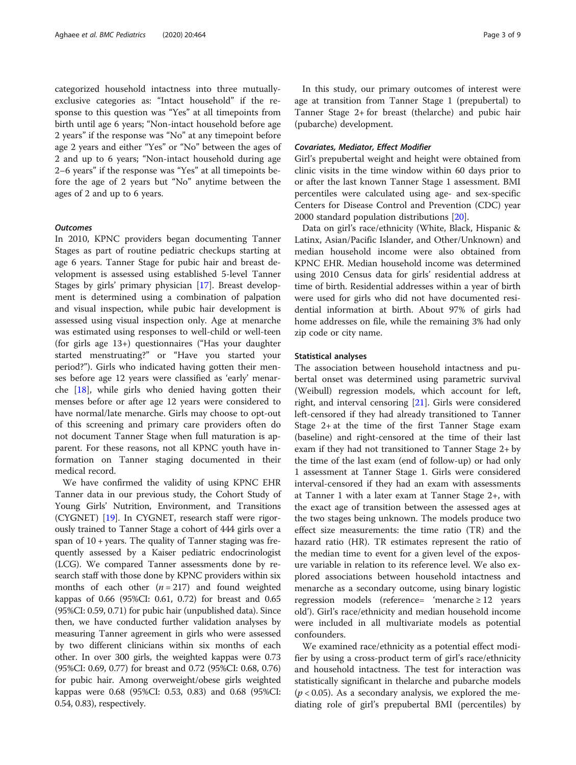categorized household intactness into three mutually-exclusive categories as: "Intact household" if the response to this question was "Yes" at all timepoints from birth until age 6 years; "Non-intact household before age 2 years" if the response was "No" at any timepoint before age 2 years and either "Yes" or "No" between the ages of 2 and up to 6 years; "Non-intact household during age 2–6 years" if the response was "Yes" at all timepoints before the age of 2 years but "No" anytime between the ages of 2 and up to 6 years.

#### *Outcomes*

In 2010, KPNC providers began documenting Tanner Stages as part of routine pediatric checkups starting at age 6 years. Tanner Stage for pubic hair and breast development is assessed using established 5-level Tanner Stages by girls' primary physician [17]. Breast development is determined using a combination of palpation and visual inspection, while pubic hair development is assessed using visual inspection only. Age at menarche was estimated using responses to well-child or well-teen (for girls age 13+) questionnaires ("Has your daughter started menstruating?" or "Have you started your period?"). Girls who indicated having gotten their menses before age 12 years were classified as 'early' menarche [18], while girls who denied having gotten their menses before or after age 12 years were considered to have normal/late menarche. Girls may choose to opt-out of this screening and primary care providers often do not document Tanner Stage when full maturation is apparent. For these reasons, not all KPNC youth have information on Tanner staging documented in their medical record.

We have confirmed the validity of using KPNC EHR Tanner data in our previous study, the Cohort Study of Young Girls' Nutrition, Environment, and Transitions (CYGNET) [19]. In CYGNET, research staff were rigorously trained to Tanner Stage a cohort of 444 girls over a span of 10 + years. The quality of Tanner staging was frequently assessed by a Kaiser pediatric endocrinologist (LCG). We compared Tanner assessments done by research staff with those done by KPNC providers within six months of each other ($n = 217$) and found weighted kappas of 0.66 (95%CI: 0.61, 0.72) for breast and 0.65 (95%CI: 0.59, 0.71) for pubic hair (unpublished data). Since then, we have conducted further validation analyses by measuring Tanner agreement in girls who were assessed by two different clinicians within six months of each other. In over 300 girls, the weighted kappas were 0.73 (95%CI: 0.69, 0.77) for breast and 0.72 (95%CI: 0.68, 0.76) for pubic hair. Among overweight/obese girls weighted kappas were 0.68 (95%CI: 0.53, 0.83) and 0.68 (95%CI: 0.54, 0.83), respectively.

In this study, our primary outcomes of interest were age at transition from Tanner Stage 1 (prepubertal) to Tanner Stage 2+ for breast (thelarche) and pubic hair (pubarche) development.

#### *Covariates, Mediator, Effect Modifier*

Girl's prepubertal weight and height were obtained from clinic visits in the time window within 60 days prior to or after the last known Tanner Stage 1 assessment. BMI percentiles were calculated using age- and sex-specific Centers for Disease Control and Prevention (CDC) year 2000 standard population distributions [20].

Data on girl's race/ethnicity (White, Black, Hispanic & Latinx, Asian/Pacific Islander, and Other/Unknown) and median household income were also obtained from KPNC EHR. Median household income was determined using 2010 Census data for girls' residential address at time of birth. Residential addresses within a year of birth were used for girls who did not have documented residential information at birth. About 97% of girls had home addresses on file, while the remaining 3% had only zip code or city name.

### Statistical analyses

The association between household intactness and pubertal onset was determined using parametric survival (Weibull) regression models, which account for left, right, and interval censoring [21]. Girls were considered left-censored if they had already transitioned to Tanner Stage 2+ at the time of the first Tanner Stage exam (baseline) and right-censored at the time of their last exam if they had not transitioned to Tanner Stage 2+ by the time of the last exam (end of follow-up) or had only 1 assessment at Tanner Stage 1. Girls were considered interval-censored if they had an exam with assessments at Tanner 1 with a later exam at Tanner Stage 2+, with the exact age of transition between the assessed ages at the two stages being unknown. The models produce two effect size measurements: the time ratio (TR) and the hazard ratio (HR). TR estimates represent the ratio of the median time to event for a given level of the exposure variable in relation to its reference level. We also explored associations between household intactness and menarche as a secondary outcome, using binary logistic regression models (reference= 'menarche ≥ 12 years old'). Girl's race/ethnicity and median household income were included in all multivariate models as potential confounders.

We examined race/ethnicity as a potential effect modifier by using a cross-product term of girl's race/ethnicity and household intactness. The test for interaction was statistically significant in thelarche and pubarche models ($p < 0.05$). As a secondary analysis, we explored the mediating role of girl's prepubertal BMI (percentiles) by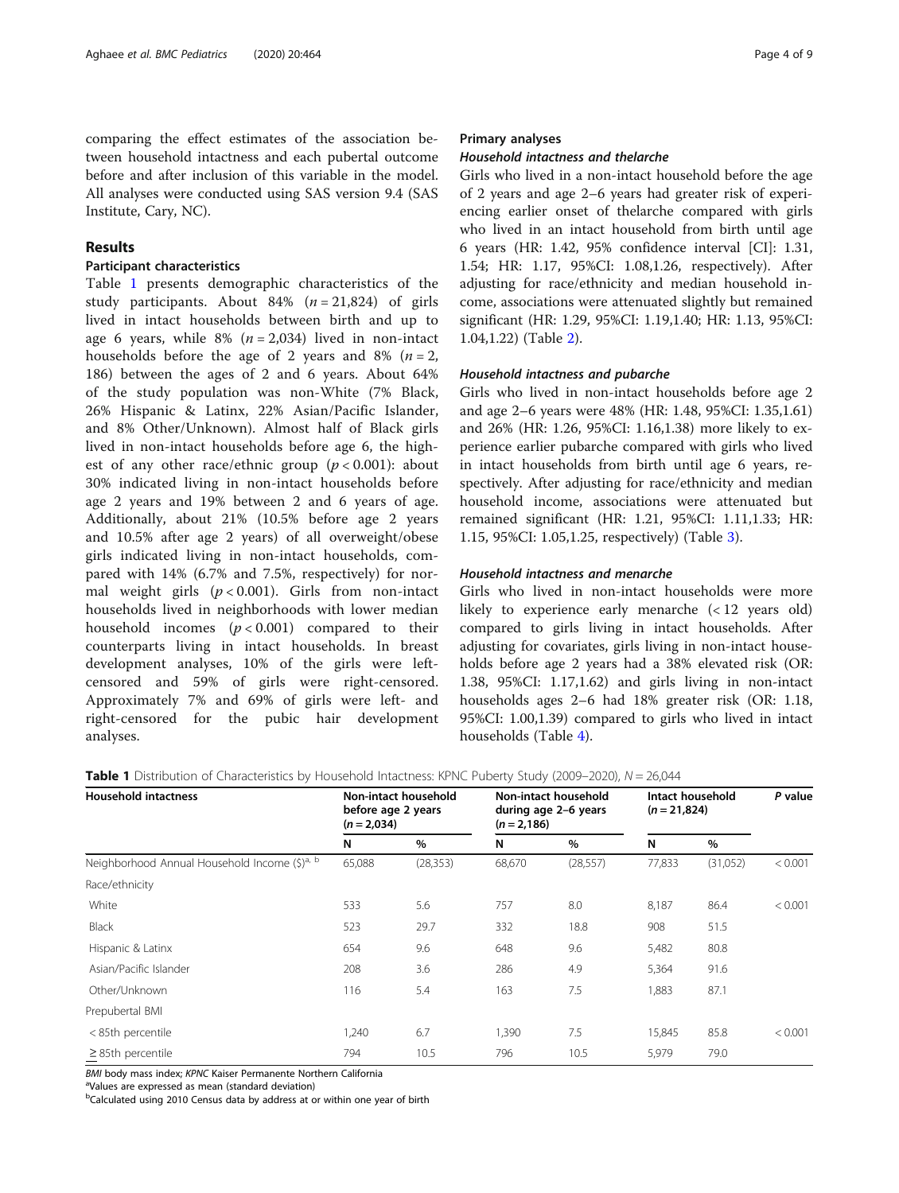comparing the effect estimates of the association between household intactness and each pubertal outcome before and after inclusion of this variable in the model. All analyses were conducted using SAS version 9.4 (SAS Institute, Cary, NC).

## Results

### Participant characteristics

Table 1 presents demographic characteristics of the study participants. About 84% ($n = 21{,}824$) of girls lived in intact households between birth and up to age 6 years, while 8% ($n = 2{,}034$) lived in non-intact households before the age of 2 years and 8% ($n = 2{,}186$) between the ages of 2 and 6 years. About 64% of the study population was non-White (7% Black, 26% Hispanic & Latinx, 22% Asian/Pacific Islander, and 8% Other/Unknown). Almost half of Black girls lived in non-intact households before age 6, the highest of any other race/ethnic group ($p < 0.001$): about 30% indicated living in non-intact households before age 2 years and 19% between 2 and 6 years of age. Additionally, about 21% (10.5% before age 2 years and 10.5% after age 2 years) of all overweight/obese girls indicated living in non-intact households, compared with 14% (6.7% and 7.5%, respectively) for normal weight girls ($p < 0.001$). Girls from non-intact households lived in neighborhoods with lower median household incomes ($p < 0.001$) compared to their counterparts living in intact households. In breast development analyses, 10% of the girls were left-censored and 59% of girls were right-censored. Approximately 7% and 69% of girls were left- and right-censored for the pubic hair development analyses.

### Primary analyses

#### *Household intactness and thelarche*

Girls who lived in a non-intact household before the age of 2 years and age 2–6 years had greater risk of experiencing earlier onset of thelarche compared with girls who lived in an intact household from birth until age 6 years (HR: 1.42, 95% confidence interval [CI]: 1.31, 1.54; HR: 1.17, 95%CI: 1.08,1.26, respectively). After adjusting for race/ethnicity and median household income, associations were attenuated slightly but remained significant (HR: 1.29, 95%CI: 1.19,1.40; HR: 1.13, 95%CI: 1.04,1.22) (Table 2).

#### *Household intactness and pubarche*

Girls who lived in non-intact households before age 2 and age 2–6 years were 48% (HR: 1.48, 95%CI: 1.35,1.61) and 26% (HR: 1.26, 95%CI: 1.16,1.38) more likely to experience earlier pubarche compared with girls who lived in intact households from birth until age 6 years, respectively. After adjusting for race/ethnicity and median household income, associations were attenuated but remained significant (HR: 1.21, 95%CI: 1.11,1.33; HR: 1.15, 95%CI: 1.05,1.25, respectively) (Table 3).

#### *Household intactness and menarche*

Girls who lived in non-intact households were more likely to experience early menarche (< 12 years old) compared to girls living in intact households. After adjusting for covariates, girls living in non-intact households before age 2 years had a 38% elevated risk (OR: 1.38, 95%CI: 1.17,1.62) and girls living in non-intact households ages 2–6 had 18% greater risk (OR: 1.18, 95%CI: 1.00,1.39) compared to girls who lived in intact households (Table 4).

**Table 1** Distribution of Characteristics by Household Intactness: KPNC Puberty Study (2009–2020), $N = 26{,}044$

| Household intactness | Non-intact household before age 2 years ($n = 2{,}034$) | | Non-intact household during age 2–6 years ($n = 2{,}186$) | | Intact household ($n = 21{,}824$) | | P value |
|---|---|---|---|---|---|---|---|
| | N | % | N | % | N | % | |
| Neighborhood Annual Household Income ($)[a, b] | 65,088 | (28,353) | 68,670 | (28,557) | 77,833 | (31,052) | < 0.001 |
| Race/ethnicity | | | | | | | |
| White | 533 | 5.6 | 757 | 8.0 | 8,187 | 86.4 | < 0.001 |
| Black | 523 | 29.7 | 332 | 18.8 | 908 | 51.5 | |
| Hispanic & Latinx | 654 | 9.6 | 648 | 9.6 | 5,482 | 80.8 | |
| Asian/Pacific Islander | 208 | 3.6 | 286 | 4.9 | 5,364 | 91.6 | |
| Other/Unknown | 116 | 5.4 | 163 | 7.5 | 1,883 | 87.1 | |
| Prepubertal BMI | | | | | | | |
| < 85th percentile | 1,240 | 6.7 | 1,390 | 7.5 | 15,845 | 85.8 | < 0.001 |
| ≥ 85th percentile | 794 | 10.5 | 796 | 10.5 | 5,979 | 79.0 | |

*BMI* body mass index; *KPNC* Kaiser Permanente Northern California

[a]Values are expressed as mean (standard deviation)

[b]Calculated using 2010 Census data by address at or within one year of birth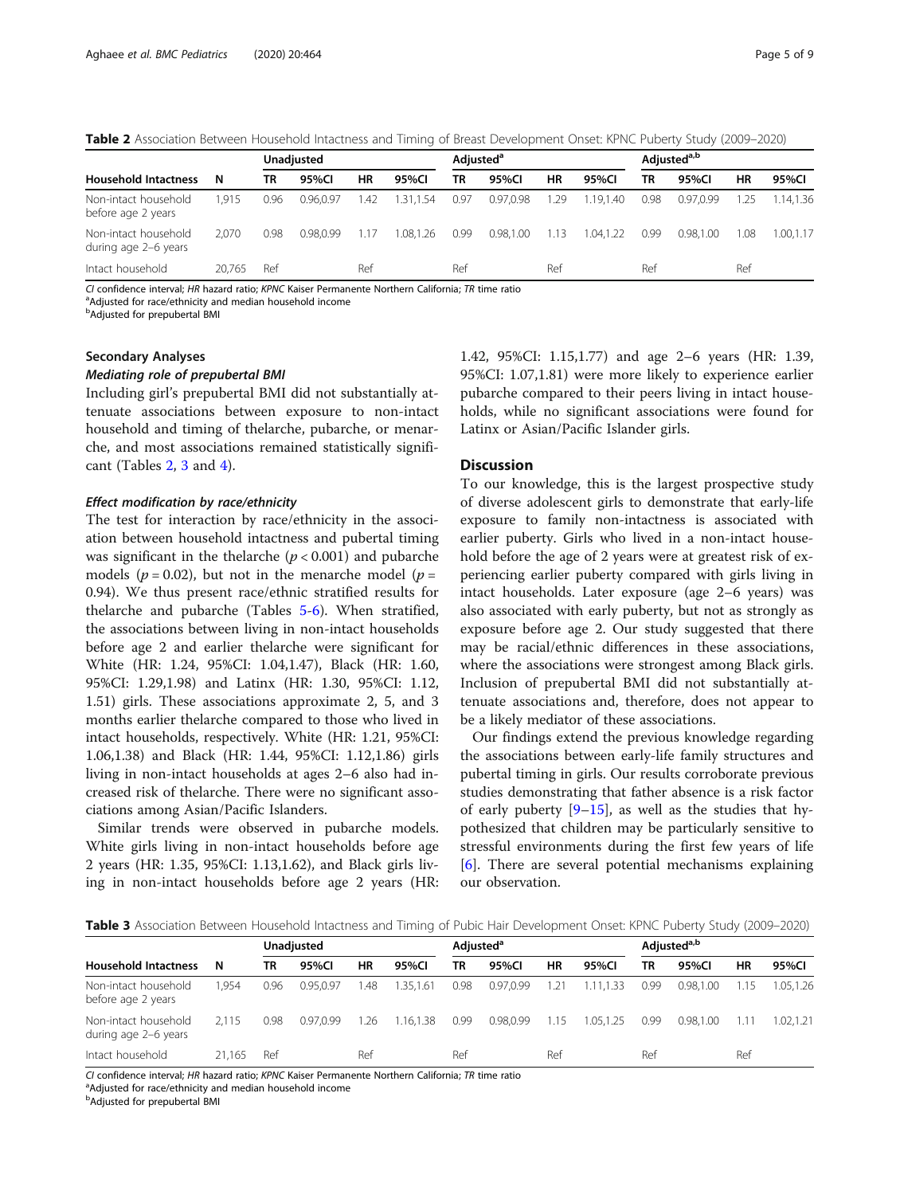**Table 2** Association Between Household Intactness and Timing of Breast Development Onset: KPNC Puberty Study (2009–2020)

| Household Intactness | N | Unadjusted | | | | Adjusted[a] | | | | Adjusted[a,b] | | | |
|---|---|---|---|---|---|---|---|---|---|---|---|---|---|
| | | TR | 95%CI | HR | 95%CI | TR | 95%CI | HR | 95%CI | TR | 95%CI | HR | 95%CI |
| Non-intact household before age 2 years | 1,915 | 0.96 | 0.96,0.97 | 1.42 | 1.31,1.54 | 0.97 | 0.97,0.98 | 1.29 | 1.19,1.40 | 0.98 | 0.97,0.99 | 1.25 | 1.14,1.36 |
| Non-intact household during age 2–6 years | 2,070 | 0.98 | 0.98,0.99 | 1.17 | 1.08,1.26 | 0.99 | 0.98,1.00 | 1.13 | 1.04,1.22 | 0.99 | 0.98,1.00 | 1.08 | 1.00,1.17 |
| Intact household | 20,765 | Ref | | Ref | | Ref | | Ref | | Ref | | Ref | |

CI confidence interval; HR hazard ratio; KPNC Kaiser Permanente Northern California; TR time ratio
[a]Adjusted for race/ethnicity and median household income
[b]Adjusted for prepubertal BMI

## Secondary Analyses

### Mediating role of prepubertal BMI

Including girl's prepubertal BMI did not substantially attenuate associations between exposure to non-intact household and timing of thelarche, pubarche, or menarche, and most associations remained statistically significant (Tables 2, 3 and 4).

### Effect modification by race/ethnicity

The test for interaction by race/ethnicity in the association between household intactness and pubertal timing was significant in the thelarche ($p < 0.001$) and pubarche models ($p = 0.02$), but not in the menarche model ($p = 0.94$). We thus present race/ethnic stratified results for thelarche and pubarche (Tables 5-6). When stratified, the associations between living in non-intact households before age 2 and earlier thelarche were significant for White (HR: 1.24, 95%CI: 1.04,1.47), Black (HR: 1.60, 95%CI: 1.29,1.98) and Latinx (HR: 1.30, 95%CI: 1.12, 1.51) girls. These associations approximate 2, 5, and 3 months earlier thelarche compared to those who lived in intact households, respectively. White (HR: 1.21, 95%CI: 1.06,1.38) and Black (HR: 1.44, 95%CI: 1.12,1.86) girls living in non-intact households at ages 2–6 also had increased risk of thelarche. There were no significant associations among Asian/Pacific Islanders.

Similar trends were observed in pubarche models. White girls living in non-intact households before age 2 years (HR: 1.35, 95%CI: 1.13,1.62), and Black girls living in non-intact households before age 2 years (HR: 1.42, 95%CI: 1.15,1.77) and age 2–6 years (HR: 1.39, 95%CI: 1.07,1.81) were more likely to experience earlier pubarche compared to their peers living in intact households, while no significant associations were found for Latinx or Asian/Pacific Islander girls.

## Discussion

To our knowledge, this is the largest prospective study of diverse adolescent girls to demonstrate that early-life exposure to family non-intactness is associated with earlier puberty. Girls who lived in a non-intact household before the age of 2 years were at greatest risk of experiencing earlier puberty compared with girls living in intact households. Later exposure (age 2–6 years) was also associated with early puberty, but not as strongly as exposure before age 2. Our study suggested that there may be racial/ethnic differences in these associations, where the associations were strongest among Black girls. Inclusion of prepubertal BMI did not substantially attenuate associations and, therefore, does not appear to be a likely mediator of these associations.

Our findings extend the previous knowledge regarding the associations between early-life family structures and pubertal timing in girls. Our results corroborate previous studies demonstrating that father absence is a risk factor of early puberty [9–15], as well as the studies that hypothesized that children may be particularly sensitive to stressful environments during the first few years of life [6]. There are several potential mechanisms explaining our observation.

**Table 3** Association Between Household Intactness and Timing of Pubic Hair Development Onset: KPNC Puberty Study (2009–2020)

| Household Intactness | N | Unadjusted | | | | Adjusted[a] | | | | Adjusted[a,b] | | | |
|---|---|---|---|---|---|---|---|---|---|---|---|---|---|
| | | TR | 95%CI | HR | 95%CI | TR | 95%CI | HR | 95%CI | TR | 95%CI | HR | 95%CI |
| Non-intact household before age 2 years | 1,954 | 0.96 | 0.95,0.97 | 1.48 | 1.35,1.61 | 0.98 | 0.97,0.99 | 1.21 | 1.11,1.33 | 0.99 | 0.98,1.00 | 1.15 | 1.05,1.26 |
| Non-intact household during age 2–6 years | 2,115 | 0.98 | 0.97,0.99 | 1.26 | 1.16,1.38 | 0.99 | 0.98,0.99 | 1.15 | 1.05,1.25 | 0.99 | 0.98,1.00 | 1.11 | 1.02,1.21 |
| Intact household | 21,165 | Ref | | Ref | | Ref | | Ref | | Ref | | Ref | |

CI confidence interval; HR hazard ratio; KPNC Kaiser Permanente Northern California; TR time ratio
[a]Adjusted for race/ethnicity and median household income
[b]Adjusted for prepubertal BMI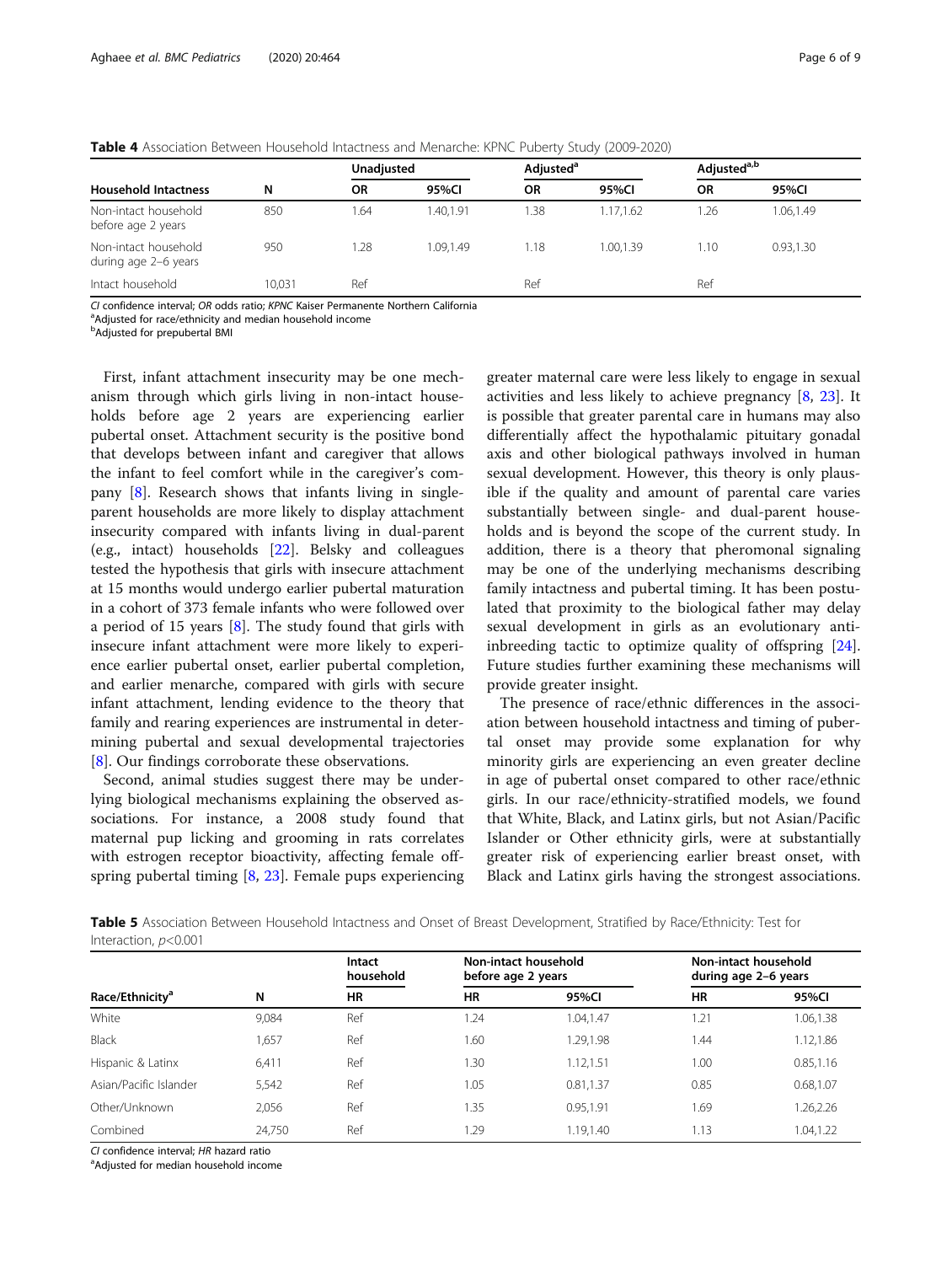**Table 4** Association Between Household Intactness and Menarche: KPNC Puberty Study (2009-2020)

| Household Intactness | N | Unadjusted | | Adjusted[a] | | Adjusted[a,b] | |
|---|---|---|---|---|---|---|---|
| | | OR | 95%CI | OR | 95%CI | OR | 95%CI |
| Non-intact household before age 2 years | 850 | 1.64 | 1.40,1.91 | 1.38 | 1.17,1.62 | 1.26 | 1.06,1.49 |
| Non-intact household during age 2–6 years | 950 | 1.28 | 1.09,1.49 | 1.18 | 1.00,1.39 | 1.10 | 0.93,1.30 |
| Intact household | 10,031 | Ref | | Ref | | Ref | |

*CI* confidence interval; *OR* odds ratio; *KPNC* Kaiser Permanente Northern California
[a]Adjusted for race/ethnicity and median household income
[b]Adjusted for prepubertal BMI

First, infant attachment insecurity may be one mechanism through which girls living in non-intact households before age 2 years are experiencing earlier pubertal onset. Attachment security is the positive bond that develops between infant and caregiver that allows the infant to feel comfort while in the caregiver's company [8]. Research shows that infants living in single-parent households are more likely to display attachment insecurity compared with infants living in dual-parent (e.g., intact) households [22]. Belsky and colleagues tested the hypothesis that girls with insecure attachment at 15 months would undergo earlier pubertal maturation in a cohort of 373 female infants who were followed over a period of 15 years [8]. The study found that girls with insecure infant attachment were more likely to experience earlier pubertal onset, earlier pubertal completion, and earlier menarche, compared with girls with secure infant attachment, lending evidence to the theory that family and rearing experiences are instrumental in determining pubertal and sexual developmental trajectories [8]. Our findings corroborate these observations.

Second, animal studies suggest there may be underlying biological mechanisms explaining the observed associations. For instance, a 2008 study found that maternal pup licking and grooming in rats correlates with estrogen receptor bioactivity, affecting female offspring pubertal timing [8, 23]. Female pups experiencing greater maternal care were less likely to engage in sexual activities and less likely to achieve pregnancy [8, 23]. It is possible that greater parental care in humans may also differentially affect the hypothalamic pituitary gonadal axis and other biological pathways involved in human sexual development. However, this theory is only plausible if the quality and amount of parental care varies substantially between single- and dual-parent households and is beyond the scope of the current study. In addition, there is a theory that pheromonal signaling may be one of the underlying mechanisms describing family intactness and pubertal timing. It has been postulated that proximity to the biological father may delay sexual development in girls as an evolutionary anti-inbreeding tactic to optimize quality of offspring [24]. Future studies further examining these mechanisms will provide greater insight.

The presence of race/ethnic differences in the association between household intactness and timing of pubertal onset may provide some explanation for why minority girls are experiencing an even greater decline in age of pubertal onset compared to other race/ethnic girls. In our race/ethnicity-stratified models, we found that White, Black, and Latinx girls, but not Asian/Pacific Islander or Other ethnicity girls, were at substantially greater risk of experiencing earlier breast onset, with Black and Latinx girls having the strongest associations.

**Table 5** Association Between Household Intactness and Onset of Breast Development, Stratified by Race/Ethnicity: Test for Interaction, $p<0.001$

| Race/Ethnicity[a] | N | Intact household | Non-intact household before age 2 years | | Non-intact household during age 2–6 years | |
|---|---|---|---|---|---|---|
| | | HR | HR | 95%CI | HR | 95%CI |
| White | 9,084 | Ref | 1.24 | 1.04,1.47 | 1.21 | 1.06,1.38 |
| Black | 1,657 | Ref | 1.60 | 1.29,1.98 | 1.44 | 1.12,1.86 |
| Hispanic & Latinx | 6,411 | Ref | 1.30 | 1.12,1.51 | 1.00 | 0.85,1.16 |
| Asian/Pacific Islander | 5,542 | Ref | 1.05 | 0.81,1.37 | 0.85 | 0.68,1.07 |
| Other/Unknown | 2,056 | Ref | 1.35 | 0.95,1.91 | 1.69 | 1.26,2.26 |
| Combined | 24,750 | Ref | 1.29 | 1.19,1.40 | 1.13 | 1.04,1.22 |

*CI* confidence interval; *HR* hazard ratio
[a]Adjusted for median household income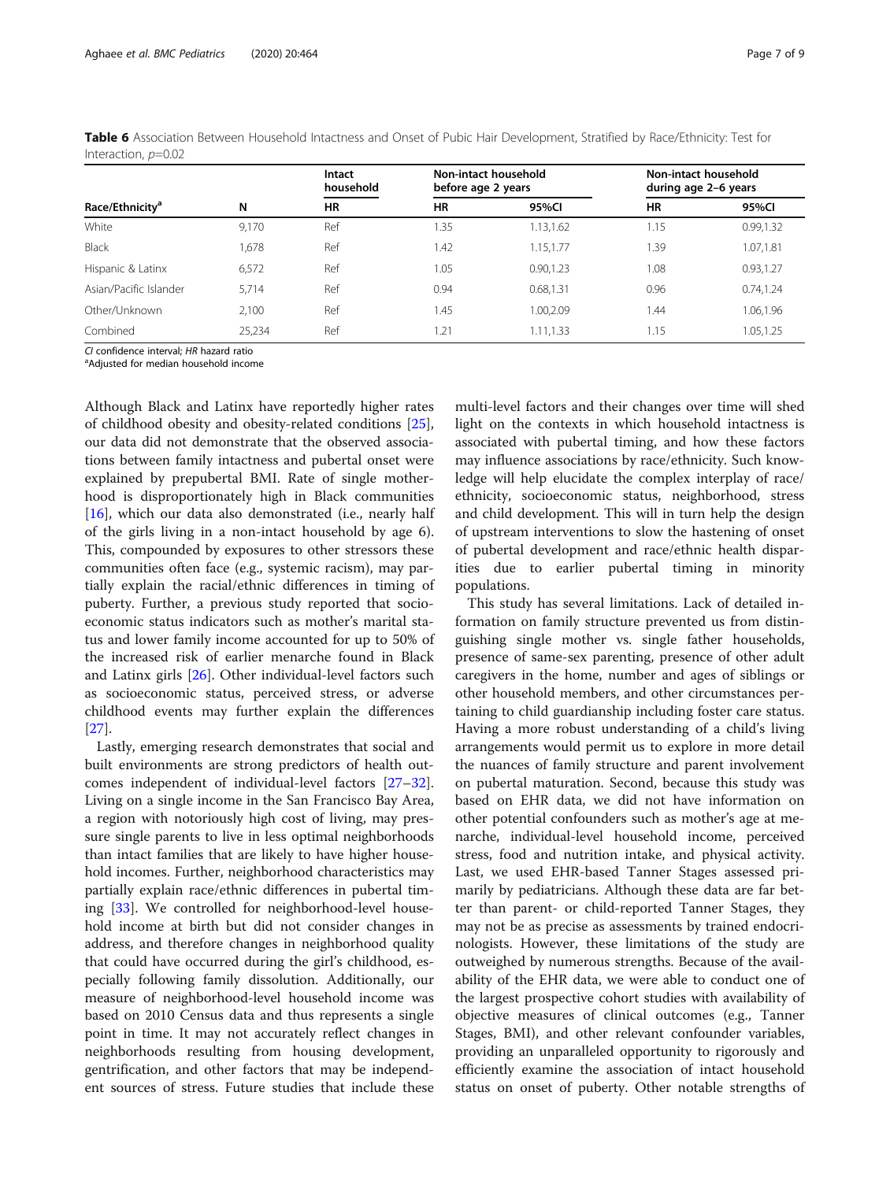**Table 6** Association Between Household Intactness and Onset of Pubic Hair Development, Stratified by Race/Ethnicity: Test for Interaction, $p$=0.02

| Race/Ethnicity[a] | N | Intact household | Non-intact household before age 2 years | | Non-intact household during age 2–6 years | |
|---|---|---|---|---|---|---|
| | | HR | HR | 95%CI | HR | 95%CI |
| White | 9,170 | Ref | 1.35 | 1.13,1.62 | 1.15 | 0.99,1.32 |
| Black | 1,678 | Ref | 1.42 | 1.15,1.77 | 1.39 | 1.07,1.81 |
| Hispanic & Latinx | 6,572 | Ref | 1.05 | 0.90,1.23 | 1.08 | 0.93,1.27 |
| Asian/Pacific Islander | 5,714 | Ref | 0.94 | 0.68,1.31 | 0.96 | 0.74,1.24 |
| Other/Unknown | 2,100 | Ref | 1.45 | 1.00,2.09 | 1.44 | 1.06,1.96 |
| Combined | 25,234 | Ref | 1.21 | 1.11,1.33 | 1.15 | 1.05,1.25 |

*CI* confidence interval; *HR* hazard ratio

[a]Adjusted for median household income

Although Black and Latinx have reportedly higher rates of childhood obesity and obesity-related conditions [25], our data did not demonstrate that the observed associations between family intactness and pubertal onset were explained by prepubertal BMI. Rate of single motherhood is disproportionately high in Black communities [16], which our data also demonstrated (i.e., nearly half of the girls living in a non-intact household by age 6). This, compounded by exposures to other stressors these communities often face (e.g., systemic racism), may partially explain the racial/ethnic differences in timing of puberty. Further, a previous study reported that socioeconomic status indicators such as mother's marital status and lower family income accounted for up to 50% of the increased risk of earlier menarche found in Black and Latinx girls [26]. Other individual-level factors such as socioeconomic status, perceived stress, or adverse childhood events may further explain the differences [27].

Lastly, emerging research demonstrates that social and built environments are strong predictors of health outcomes independent of individual-level factors [27–32]. Living on a single income in the San Francisco Bay Area, a region with notoriously high cost of living, may pressure single parents to live in less optimal neighborhoods than intact families that are likely to have higher household incomes. Further, neighborhood characteristics may partially explain race/ethnic differences in pubertal timing [33]. We controlled for neighborhood-level household income at birth but did not consider changes in address, and therefore changes in neighborhood quality that could have occurred during the girl's childhood, especially following family dissolution. Additionally, our measure of neighborhood-level household income was based on 2010 Census data and thus represents a single point in time. It may not accurately reflect changes in neighborhoods resulting from housing development, gentrification, and other factors that may be independent sources of stress. Future studies that include these multi-level factors and their changes over time will shed light on the contexts in which household intactness is associated with pubertal timing, and how these factors may influence associations by race/ethnicity. Such knowledge will help elucidate the complex interplay of race/ethnicity, socioeconomic status, neighborhood, stress and child development. This will in turn help the design of upstream interventions to slow the hastening of onset of pubertal development and race/ethnic health disparities due to earlier pubertal timing in minority populations.

This study has several limitations. Lack of detailed information on family structure prevented us from distinguishing single mother vs. single father households, presence of same-sex parenting, presence of other adult caregivers in the home, number and ages of siblings or other household members, and other circumstances pertaining to child guardianship including foster care status. Having a more robust understanding of a child's living arrangements would permit us to explore in more detail the nuances of family structure and parent involvement on pubertal maturation. Second, because this study was based on EHR data, we did not have information on other potential confounders such as mother's age at menarche, individual-level household income, perceived stress, food and nutrition intake, and physical activity. Last, we used EHR-based Tanner Stages assessed primarily by pediatricians. Although these data are far better than parent- or child-reported Tanner Stages, they may not be as precise as assessments by trained endocrinologists. However, these limitations of the study are outweighed by numerous strengths. Because of the availability of the EHR data, we were able to conduct one of the largest prospective cohort studies with availability of objective measures of clinical outcomes (e.g., Tanner Stages, BMI), and other relevant confounder variables, providing an unparalleled opportunity to rigorously and efficiently examine the association of intact household status on onset of puberty. Other notable strengths of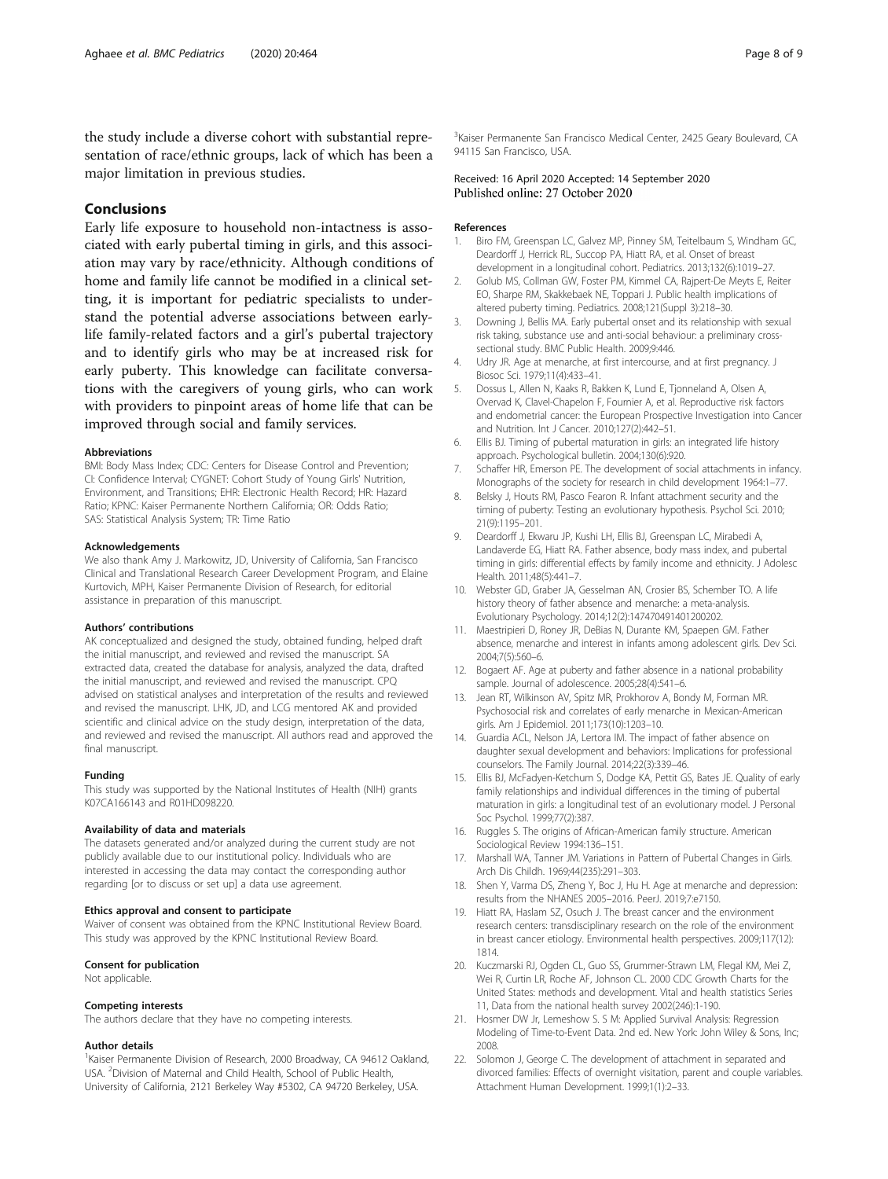the study include a diverse cohort with substantial representation of race/ethnic groups, lack of which has been a major limitation in previous studies.

## Conclusions

Early life exposure to household non-intactness is associated with early pubertal timing in girls, and this association may vary by race/ethnicity. Although conditions of home and family life cannot be modified in a clinical setting, it is important for pediatric specialists to understand the potential adverse associations between early-life family-related factors and a girl's pubertal trajectory and to identify girls who may be at increased risk for early puberty. This knowledge can facilitate conversations with the caregivers of young girls, who can work with providers to pinpoint areas of home life that can be improved through social and family services.

#### Abbreviations

BMI: Body Mass Index; CDC: Centers for Disease Control and Prevention; CI: Confidence Interval; CYGNET: Cohort Study of Young Girls' Nutrition, Environment, and Transitions; EHR: Electronic Health Record; HR: Hazard Ratio; KPNC: Kaiser Permanente Northern California; OR: Odds Ratio; SAS: Statistical Analysis System; TR: Time Ratio

#### Acknowledgements

We also thank Amy J. Markowitz, JD, University of California, San Francisco Clinical and Translational Research Career Development Program, and Elaine Kurtovich, MPH, Kaiser Permanente Division of Research, for editorial assistance in preparation of this manuscript.

#### Authors' contributions

AK conceptualized and designed the study, obtained funding, helped draft the initial manuscript, and reviewed and revised the manuscript. SA extracted data, created the database for analysis, analyzed the data, drafted the initial manuscript, and reviewed and revised the manuscript. CPQ advised on statistical analyses and interpretation of the results and reviewed and revised the manuscript. LHK, JD, and LCG mentored AK and provided scientific and clinical advice on the study design, interpretation of the data, and reviewed and revised the manuscript. All authors read and approved the final manuscript.

#### Funding

This study was supported by the National Institutes of Health (NIH) grants K07CA166143 and R01HD098220.

#### Availability of data and materials

The datasets generated and/or analyzed during the current study are not publicly available due to our institutional policy. Individuals who are interested in accessing the data may contact the corresponding author regarding [or to discuss or set up] a data use agreement.

#### Ethics approval and consent to participate

Waiver of consent was obtained from the KPNC Institutional Review Board. This study was approved by the KPNC Institutional Review Board.

#### Consent for publication

Not applicable.

#### Competing interests

The authors declare that they have no competing interests.

#### Author details

[1]Kaiser Permanente Division of Research, 2000 Broadway, CA 94612 Oakland, USA. [2]Division of Maternal and Child Health, School of Public Health, University of California, 2121 Berkeley Way #5302, CA 94720 Berkeley, USA. [3]Kaiser Permanente San Francisco Medical Center, 2425 Geary Boulevard, CA 94115 San Francisco, USA.

Received: 16 April 2020 Accepted: 14 September 2020
Published online: 27 October 2020

#### References

1. Biro FM, Greenspan LC, Galvez MP, Pinney SM, Teitelbaum S, Windham GC, Deardorff J, Herrick RL, Succop PA, Hiatt RA, et al. Onset of breast development in a longitudinal cohort. Pediatrics. 2013;132(6):1019–27.
2. Golub MS, Collman GW, Foster PM, Kimmel CA, Rajpert-De Meyts E, Reiter EO, Sharpe RM, Skakkebaek NE, Toppari J. Public health implications of altered puberty timing. Pediatrics. 2008;121(Suppl 3):218–30.
3. Downing J, Bellis MA. Early pubertal onset and its relationship with sexual risk taking, substance use and anti-social behaviour: a preliminary cross-sectional study. BMC Public Health. 2009;9:446.
4. Udry JR. Age at menarche, at first intercourse, and at first pregnancy. J Biosoc Sci. 1979;11(4):433–41.
5. Dossus L, Allen N, Kaaks R, Bakken K, Lund E, Tjonneland A, Olsen A, Overvad K, Clavel-Chapelon F, Fournier A, et al. Reproductive risk factors and endometrial cancer: the European Prospective Investigation into Cancer and Nutrition. Int J Cancer. 2010;127(2):442–51.
6. Ellis BJ. Timing of pubertal maturation in girls: an integrated life history approach. Psychological bulletin. 2004;130(6):920.
7. Schaffer HR, Emerson PE. The development of social attachments in infancy. Monographs of the society for research in child development 1964:1–77.
8. Belsky J, Houts RM, Pasco Fearon R. Infant attachment security and the timing of puberty: Testing an evolutionary hypothesis. Psychol Sci. 2010; 21(9):1195–201.
9. Deardorff J, Ekwaru JP, Kushi LH, Ellis BJ, Greenspan LC, Mirabedi A, Landaverde EG, Hiatt RA. Father absence, body mass index, and pubertal timing in girls: differential effects by family income and ethnicity. J Adolesc Health. 2011;48(5):441–7.
10. Webster GD, Graber JA, Gesselman AN, Crosier BS, Schember TO. A life history theory of father absence and menarche: a meta-analysis. Evolutionary Psychology. 2014;12(2):147470491401200202.
11. Maestripieri D, Roney JR, DeBias N, Durante KM, Spaepen GM. Father absence, menarche and interest in infants among adolescent girls. Dev Sci. 2004;7(5):560–6.
12. Bogaert AF. Age at puberty and father absence in a national probability sample. Journal of adolescence. 2005;28(4):541–6.
13. Jean RT, Wilkinson AV, Spitz MR, Prokhorov A, Bondy M, Forman MR. Psychosocial risk and correlates of early menarche in Mexican-American girls. Am J Epidemiol. 2011;173(10):1203–10.
14. Guardia ACL, Nelson JA, Lertora IM. The impact of father absence on daughter sexual development and behaviors: Implications for professional counselors. The Family Journal. 2014;22(3):339–46.
15. Ellis BJ, McFadyen-Ketchum S, Dodge KA, Pettit GS, Bates JE. Quality of early family relationships and individual differences in the timing of pubertal maturation in girls: a longitudinal test of an evolutionary model. J Personal Soc Psychol. 1999;77(2):387.
16. Ruggles S. The origins of African-American family structure. American Sociological Review 1994:136–151.
17. Marshall WA, Tanner JM. Variations in Pattern of Pubertal Changes in Girls. Arch Dis Childh. 1969;44(235):291–303.
18. Shen Y, Varma DS, Zheng Y, Boc J, Hu H. Age at menarche and depression: results from the NHANES 2005–2016. PeerJ. 2019;7:e7150.
19. Hiatt RA, Haslam SZ, Osuch J. The breast cancer and the environment research centers: transdisciplinary research on the role of the environment in breast cancer etiology. Environmental health perspectives. 2009;117(12): 1814.
20. Kuczmarski RJ, Ogden CL, Guo SS, Grummer-Strawn LM, Flegal KM, Mei Z, Wei R, Curtin LR, Roche AF, Johnson CL. 2000 CDC Growth Charts for the United States: methods and development. Vital and health statistics Series 11, Data from the national health survey 2002(246):1-190.
21. Hosmer DW Jr, Lemeshow S. S M: Applied Survival Analysis: Regression Modeling of Time-to-Event Data. 2nd ed. New York: John Wiley & Sons, Inc; 2008.
22. Solomon J, George C. The development of attachment in separated and divorced families: Effects of overnight visitation, parent and couple variables. Attachment Human Development. 1999;1(1):2–33.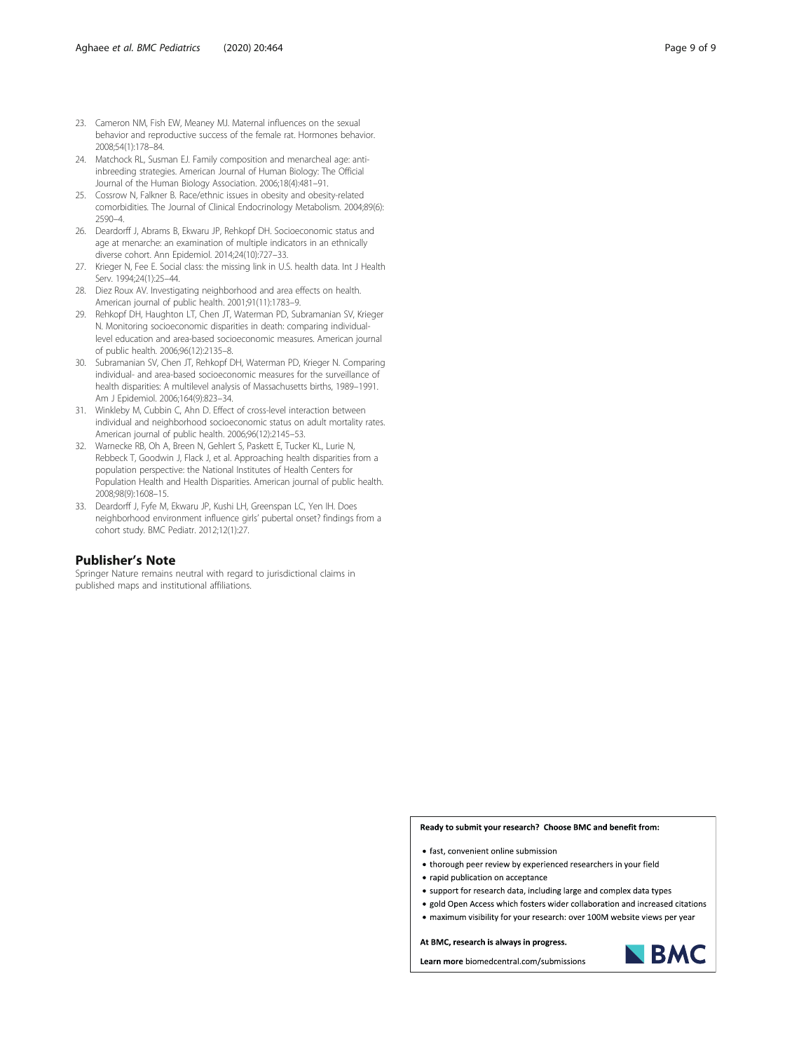23. Cameron NM, Fish EW, Meaney MJ. Maternal influences on the sexual behavior and reproductive success of the female rat. Hormones behavior. 2008;54(1):178–84.
24. Matchock RL, Susman EJ. Family composition and menarcheal age: anti-inbreeding strategies. American Journal of Human Biology: The Official Journal of the Human Biology Association. 2006;18(4):481–91.
25. Cossrow N, Falkner B. Race/ethnic issues in obesity and obesity-related comorbidities. The Journal of Clinical Endocrinology Metabolism. 2004;89(6): 2590–4.
26. Deardorff J, Abrams B, Ekwaru JP, Rehkopf DH. Socioeconomic status and age at menarche: an examination of multiple indicators in an ethnically diverse cohort. Ann Epidemiol. 2014;24(10):727–33.
27. Krieger N, Fee E. Social class: the missing link in U.S. health data. Int J Health Serv. 1994;24(1):25–44.
28. Diez Roux AV. Investigating neighborhood and area effects on health. American journal of public health. 2001;91(11):1783–9.
29. Rehkopf DH, Haughton LT, Chen JT, Waterman PD, Subramanian SV, Krieger N. Monitoring socioeconomic disparities in death: comparing individual-level education and area-based socioeconomic measures. American journal of public health. 2006;96(12):2135–8.
30. Subramanian SV, Chen JT, Rehkopf DH, Waterman PD, Krieger N. Comparing individual- and area-based socioeconomic measures for the surveillance of health disparities: A multilevel analysis of Massachusetts births, 1989–1991. Am J Epidemiol. 2006;164(9):823–34.
31. Winkleby M, Cubbin C, Ahn D. Effect of cross-level interaction between individual and neighborhood socioeconomic status on adult mortality rates. American journal of public health. 2006;96(12):2145–53.
32. Warnecke RB, Oh A, Breen N, Gehlert S, Paskett E, Tucker KL, Lurie N, Rebbeck T, Goodwin J, Flack J, et al. Approaching health disparities from a population perspective: the National Institutes of Health Centers for Population Health and Health Disparities. American journal of public health. 2008;98(9):1608–15.
33. Deardorff J, Fyfe M, Ekwaru JP, Kushi LH, Greenspan LC, Yen IH. Does neighborhood environment influence girls' pubertal onset? findings from a cohort study. BMC Pediatr. 2012;12(1):27.

## Publisher's Note

Springer Nature remains neutral with regard to jurisdictional claims in published maps and institutional affiliations.

**Ready to submit your research? Choose BMC and benefit from:**

- fast, convenient online submission
- thorough peer review by experienced researchers in your field
- rapid publication on acceptance
- support for research data, including large and complex data types
- gold Open Access which fosters wider collaboration and increased citations
- maximum visibility for your research: over 100M website views per year

**At BMC, research is always in progress.**

**Learn more** biomedcentral.com/submissions